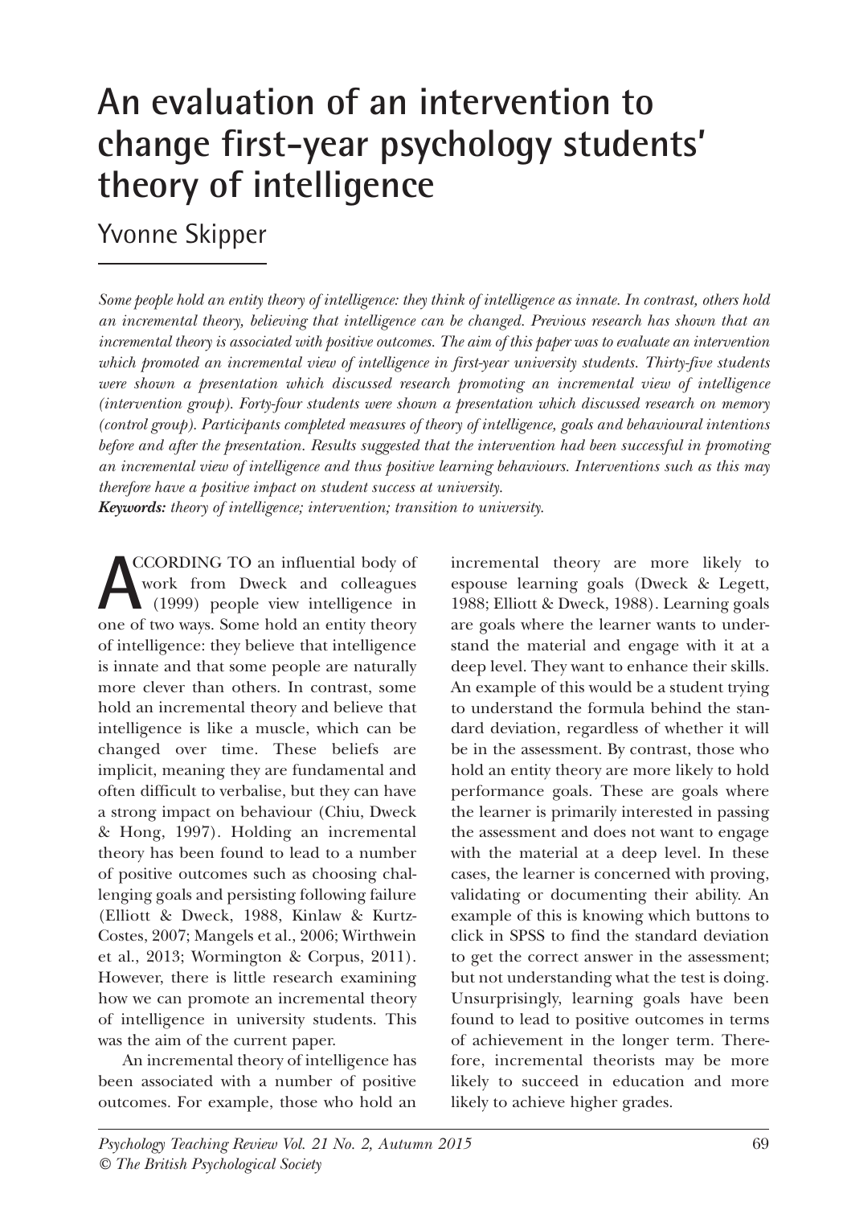# An evaluation of an intervention to change first-year psychology students' theory of intelligence

Yvonne Skipper

*Some people hold an entity theory of intelligence: they think of intelligence as innate. In contrast, others hold an incremental theory, believing that intelligence can be changed. Previous research has shown that an incremental theory is associated with positive outcomes. The aim of this paper was to evaluate an intervention which promoted an incremental view of intelligence in first-year university students. Thirty-five students were shown a presentation which discussed research promoting an incremental view of intelligence (intervention group). Forty-four students were shown a presentation which discussed research on memory (control group). Participants completed measures of theory of intelligence, goals and behavioural intentions before and after the presentation. Results suggested that the intervention had been successful in promoting an incremental view of intelligence and thus positive learning behaviours. Interventions such as this may therefore have a positive impact on student success at university.*

***Keywords:*** *theory of intelligence; intervention; transition to university.*

ACCORDING TO an influential body of work from Dweck and colleagues (1999) people view intelligence in one of two ways. Some hold an entity theory of intelligence: they believe that intelligence is innate and that some people are naturally more clever than others. In contrast, some hold an incremental theory and believe that intelligence is like a muscle, which can be changed over time. These beliefs are implicit, meaning they are fundamental and often difficult to verbalise, but they can have a strong impact on behaviour (Chiu, Dweck & Hong, 1997). Holding an incremental theory has been found to lead to a number of positive outcomes such as choosing challenging goals and persisting following failure (Elliott & Dweck, 1988, Kinlaw & Kurtz-Costes, 2007; Mangels et al., 2006; Wirthwein et al., 2013; Wormington & Corpus, 2011). However, there is little research examining how we can promote an incremental theory of intelligence in university students. This was the aim of the current paper.

An incremental theory of intelligence has been associated with a number of positive outcomes. For example, those who hold an incremental theory are more likely to espouse learning goals (Dweck & Legett, 1988; Elliott & Dweck, 1988). Learning goals are goals where the learner wants to understand the material and engage with it at a deep level. They want to enhance their skills. An example of this would be a student trying to understand the formula behind the standard deviation, regardless of whether it will be in the assessment. By contrast, those who hold an entity theory are more likely to hold performance goals. These are goals where the learner is primarily interested in passing the assessment and does not want to engage with the material at a deep level. In these cases, the learner is concerned with proving, validating or documenting their ability. An example of this is knowing which buttons to click in SPSS to find the standard deviation to get the correct answer in the assessment; but not understanding what the test is doing. Unsurprisingly, learning goals have been found to lead to positive outcomes in terms of achievement in the longer term. Therefore, incremental theorists may be more likely to succeed in education and more likely to achieve higher grades.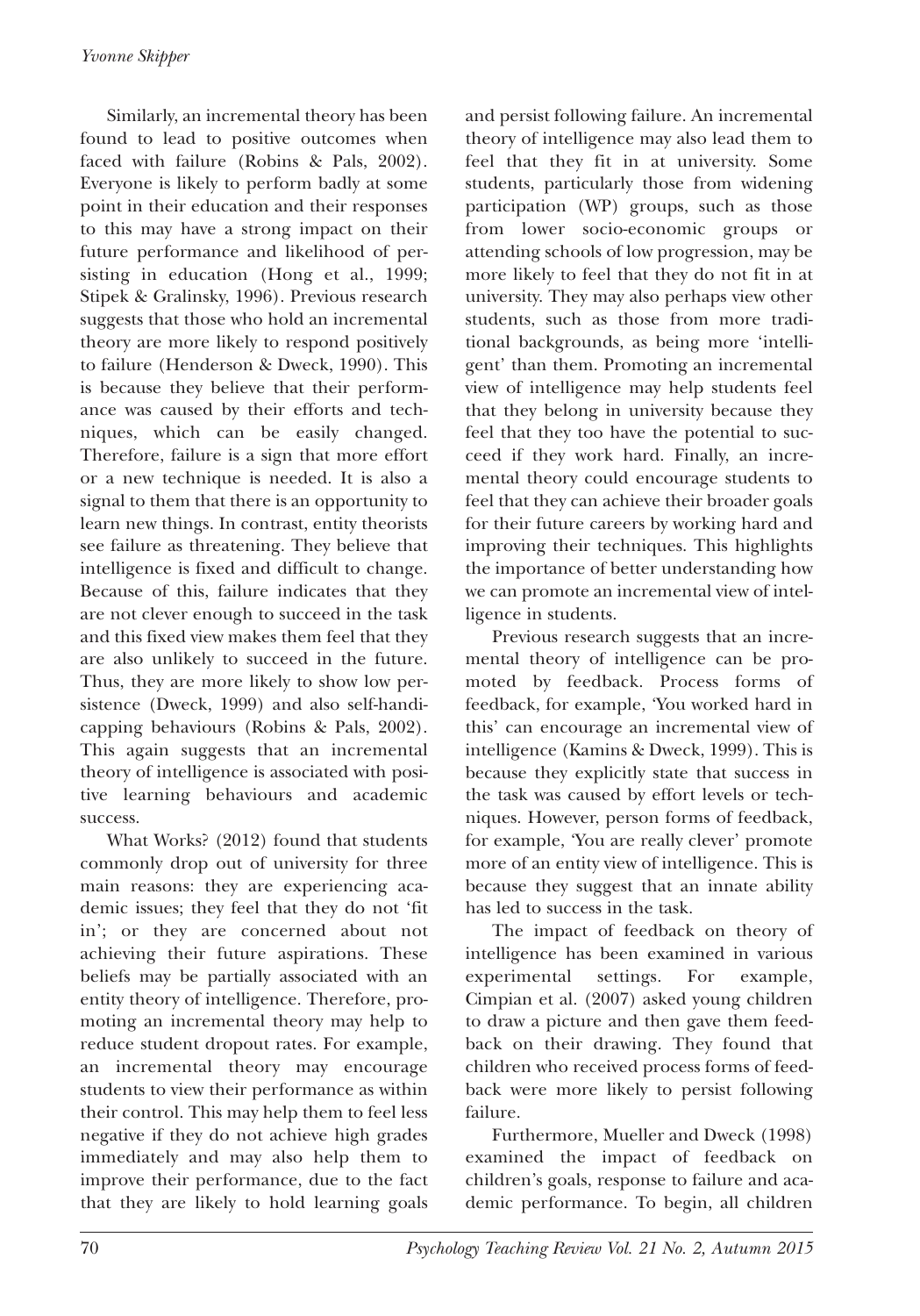Similarly, an incremental theory has been found to lead to positive outcomes when faced with failure (Robins & Pals, 2002). Everyone is likely to perform badly at some point in their education and their responses to this may have a strong impact on their future performance and likelihood of persisting in education (Hong et al., 1999; Stipek & Gralinsky, 1996). Previous research suggests that those who hold an incremental theory are more likely to respond positively to failure (Henderson & Dweck, 1990). This is because they believe that their performance was caused by their efforts and techniques, which can be easily changed. Therefore, failure is a sign that more effort or a new technique is needed. It is also a signal to them that there is an opportunity to learn new things. In contrast, entity theorists see failure as threatening. They believe that intelligence is fixed and difficult to change. Because of this, failure indicates that they are not clever enough to succeed in the task and this fixed view makes them feel that they are also unlikely to succeed in the future. Thus, they are more likely to show low persistence (Dweck, 1999) and also self-handicapping behaviours (Robins & Pals, 2002). This again suggests that an incremental theory of intelligence is associated with positive learning behaviours and academic success.

What Works? (2012) found that students commonly drop out of university for three main reasons: they are experiencing academic issues; they feel that they do not 'fit in'; or they are concerned about not achieving their future aspirations. These beliefs may be partially associated with an entity theory of intelligence. Therefore, promoting an incremental theory may help to reduce student dropout rates. For example, an incremental theory may encourage students to view their performance as within their control. This may help them to feel less negative if they do not achieve high grades immediately and may also help them to improve their performance, due to the fact that they are likely to hold learning goals and persist following failure. An incremental theory of intelligence may also lead them to feel that they fit in at university. Some students, particularly those from widening participation (WP) groups, such as those from lower socio-economic groups or attending schools of low progression, may be more likely to feel that they do not fit in at university. They may also perhaps view other students, such as those from more traditional backgrounds, as being more 'intelligent' than them. Promoting an incremental view of intelligence may help students feel that they belong in university because they feel that they too have the potential to succeed if they work hard. Finally, an incremental theory could encourage students to feel that they can achieve their broader goals for their future careers by working hard and improving their techniques. This highlights the importance of better understanding how we can promote an incremental view of intelligence in students.

Previous research suggests that an incremental theory of intelligence can be promoted by feedback. Process forms of feedback, for example, 'You worked hard in this' can encourage an incremental view of intelligence (Kamins & Dweck, 1999). This is because they explicitly state that success in the task was caused by effort levels or techniques. However, person forms of feedback, for example, 'You are really clever' promote more of an entity view of intelligence. This is because they suggest that an innate ability has led to success in the task.

The impact of feedback on theory of intelligence has been examined in various experimental settings. For example, Cimpian et al. (2007) asked young children to draw a picture and then gave them feedback on their drawing. They found that children who received process forms of feedback were more likely to persist following failure.

Furthermore, Mueller and Dweck (1998) examined the impact of feedback on children's goals, response to failure and academic performance. To begin, all children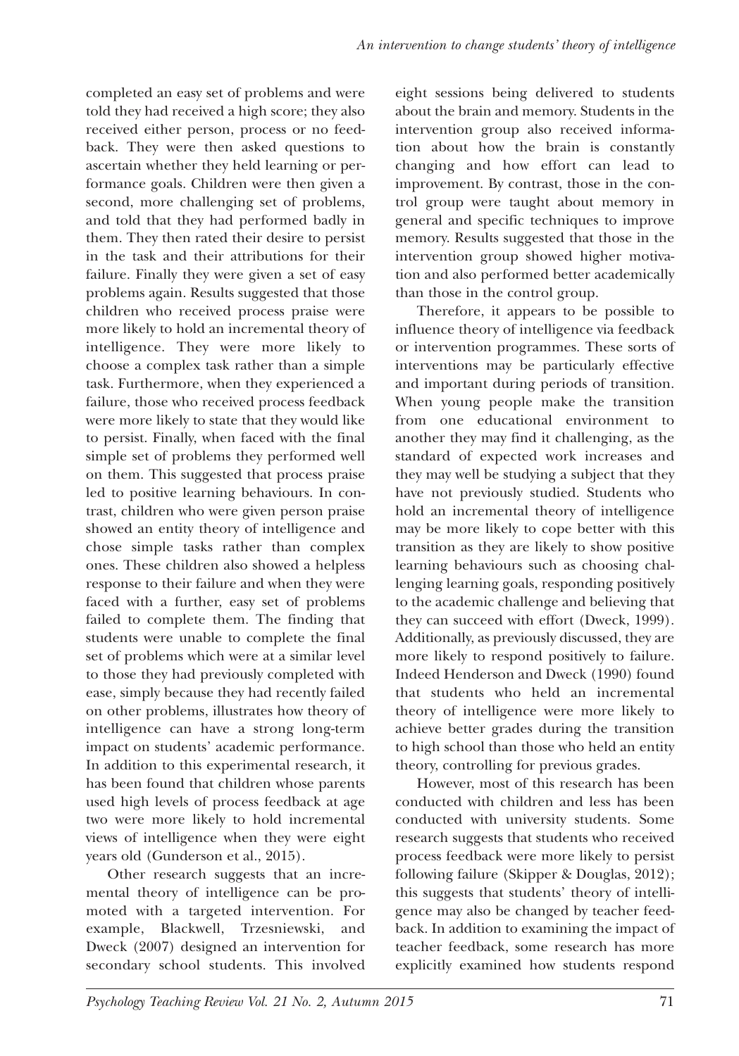completed an easy set of problems and were told they had received a high score; they also received either person, process or no feedback. They were then asked questions to ascertain whether they held learning or performance goals. Children were then given a second, more challenging set of problems, and told that they had performed badly in them. They then rated their desire to persist in the task and their attributions for their failure. Finally they were given a set of easy problems again. Results suggested that those children who received process praise were more likely to hold an incremental theory of intelligence. They were more likely to choose a complex task rather than a simple task. Furthermore, when they experienced a failure, those who received process feedback were more likely to state that they would like to persist. Finally, when faced with the final simple set of problems they performed well on them. This suggested that process praise led to positive learning behaviours. In contrast, children who were given person praise showed an entity theory of intelligence and chose simple tasks rather than complex ones. These children also showed a helpless response to their failure and when they were faced with a further, easy set of problems failed to complete them. The finding that students were unable to complete the final set of problems which were at a similar level to those they had previously completed with ease, simply because they had recently failed on other problems, illustrates how theory of intelligence can have a strong long-term impact on students' academic performance. In addition to this experimental research, it has been found that children whose parents used high levels of process feedback at age two were more likely to hold incremental views of intelligence when they were eight years old (Gunderson et al., 2015).

Other research suggests that an incremental theory of intelligence can be promoted with a targeted intervention. For example, Blackwell, Trzesniewski, and Dweck (2007) designed an intervention for secondary school students. This involved eight sessions being delivered to students about the brain and memory. Students in the intervention group also received information about how the brain is constantly changing and how effort can lead to improvement. By contrast, those in the control group were taught about memory in general and specific techniques to improve memory. Results suggested that those in the intervention group showed higher motivation and also performed better academically than those in the control group.

Therefore, it appears to be possible to influence theory of intelligence via feedback or intervention programmes. These sorts of interventions may be particularly effective and important during periods of transition. When young people make the transition from one educational environment to another they may find it challenging, as the standard of expected work increases and they may well be studying a subject that they have not previously studied. Students who hold an incremental theory of intelligence may be more likely to cope better with this transition as they are likely to show positive learning behaviours such as choosing challenging learning goals, responding positively to the academic challenge and believing that they can succeed with effort (Dweck, 1999). Additionally, as previously discussed, they are more likely to respond positively to failure. Indeed Henderson and Dweck (1990) found that students who held an incremental theory of intelligence were more likely to achieve better grades during the transition to high school than those who held an entity theory, controlling for previous grades.

However, most of this research has been conducted with children and less has been conducted with university students. Some research suggests that students who received process feedback were more likely to persist following failure (Skipper & Douglas, 2012); this suggests that students' theory of intelligence may also be changed by teacher feedback. In addition to examining the impact of teacher feedback, some research has more explicitly examined how students respond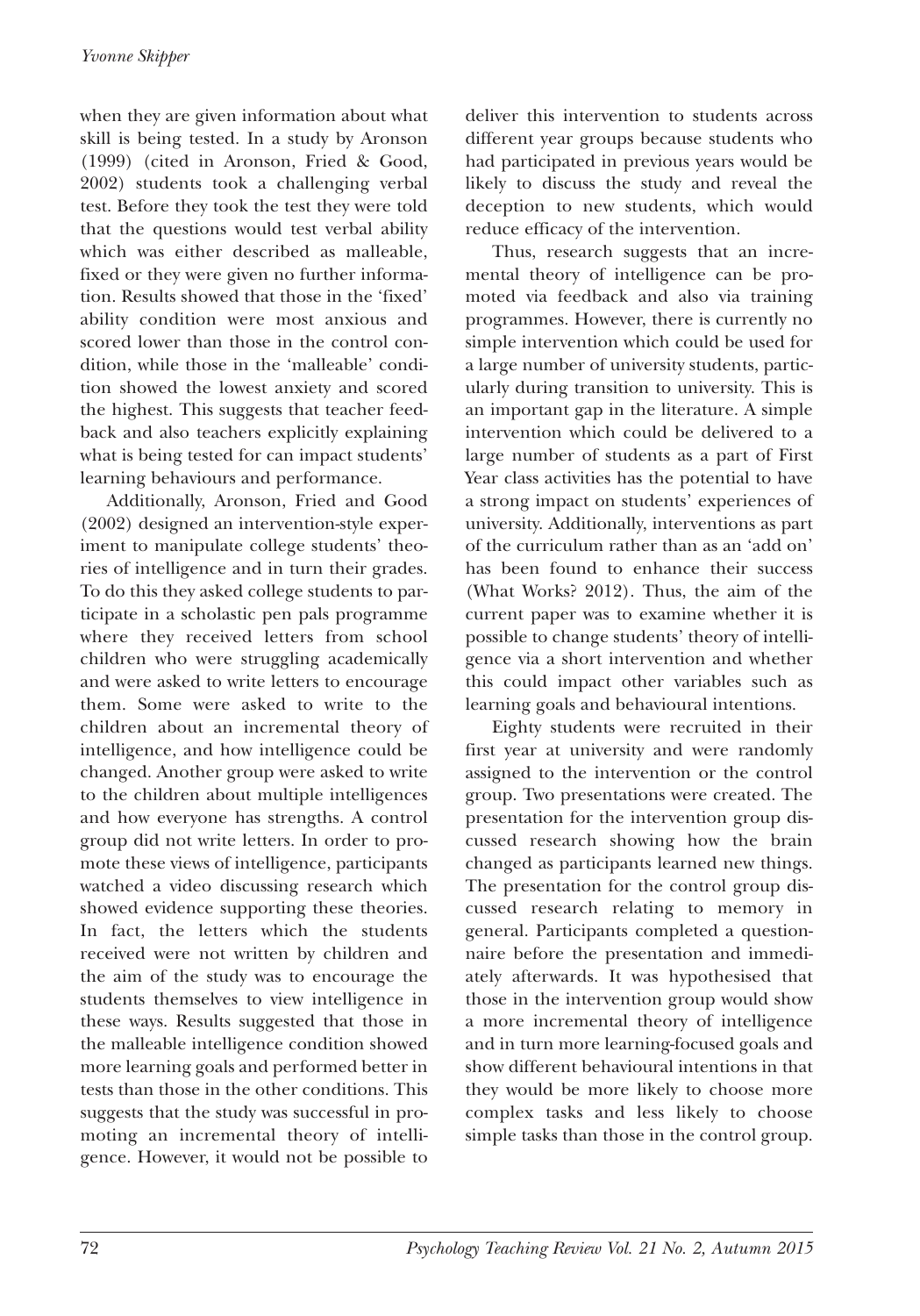when they are given information about what skill is being tested. In a study by Aronson (1999) (cited in Aronson, Fried & Good, 2002) students took a challenging verbal test. Before they took the test they were told that the questions would test verbal ability which was either described as malleable, fixed or they were given no further information. Results showed that those in the 'fixed' ability condition were most anxious and scored lower than those in the control condition, while those in the 'malleable' condition showed the lowest anxiety and scored the highest. This suggests that teacher feedback and also teachers explicitly explaining what is being tested for can impact students' learning behaviours and performance.

Additionally, Aronson, Fried and Good (2002) designed an intervention-style experiment to manipulate college students' theories of intelligence and in turn their grades. To do this they asked college students to participate in a scholastic pen pals programme where they received letters from school children who were struggling academically and were asked to write letters to encourage them. Some were asked to write to the children about an incremental theory of intelligence, and how intelligence could be changed. Another group were asked to write to the children about multiple intelligences and how everyone has strengths. A control group did not write letters. In order to promote these views of intelligence, participants watched a video discussing research which showed evidence supporting these theories. In fact, the letters which the students received were not written by children and the aim of the study was to encourage the students themselves to view intelligence in these ways. Results suggested that those in the malleable intelligence condition showed more learning goals and performed better in tests than those in the other conditions. This suggests that the study was successful in promoting an incremental theory of intelligence. However, it would not be possible to deliver this intervention to students across different year groups because students who had participated in previous years would be likely to discuss the study and reveal the deception to new students, which would reduce efficacy of the intervention.

Thus, research suggests that an incremental theory of intelligence can be promoted via feedback and also via training programmes. However, there is currently no simple intervention which could be used for a large number of university students, particularly during transition to university. This is an important gap in the literature. A simple intervention which could be delivered to a large number of students as a part of First Year class activities has the potential to have a strong impact on students' experiences of university. Additionally, interventions as part of the curriculum rather than as an 'add on' has been found to enhance their success (What Works? 2012). Thus, the aim of the current paper was to examine whether it is possible to change students' theory of intelligence via a short intervention and whether this could impact other variables such as learning goals and behavioural intentions.

Eighty students were recruited in their first year at university and were randomly assigned to the intervention or the control group. Two presentations were created. The presentation for the intervention group discussed research showing how the brain changed as participants learned new things. The presentation for the control group discussed research relating to memory in general. Participants completed a questionnaire before the presentation and immediately afterwards. It was hypothesised that those in the intervention group would show a more incremental theory of intelligence and in turn more learning-focused goals and show different behavioural intentions in that they would be more likely to choose more complex tasks and less likely to choose simple tasks than those in the control group.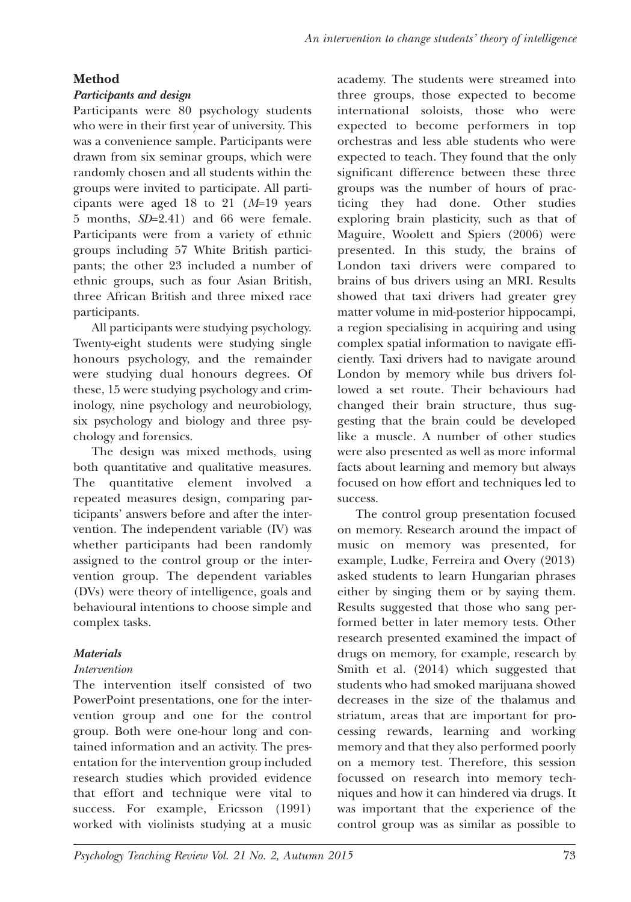## Method

### *Participants and design*

Participants were 80 psychology students who were in their first year of university. This was a convenience sample. Participants were drawn from six seminar groups, which were randomly chosen and all students within the groups were invited to participate. All participants were aged 18 to 21 (*M*=19 years 5 months, *SD*=2.41) and 66 were female. Participants were from a variety of ethnic groups including 57 White British participants; the other 23 included a number of ethnic groups, such as four Asian British, three African British and three mixed race participants.

All participants were studying psychology. Twenty-eight students were studying single honours psychology, and the remainder were studying dual honours degrees. Of these, 15 were studying psychology and criminology, nine psychology and neurobiology, six psychology and biology and three psychology and forensics.

The design was mixed methods, using both quantitative and qualitative measures. The quantitative element involved a repeated measures design, comparing participants' answers before and after the intervention. The independent variable (IV) was whether participants had been randomly assigned to the control group or the intervention group. The dependent variables (DVs) were theory of intelligence, goals and behavioural intentions to choose simple and complex tasks.

### *Materials*

*Intervention*

The intervention itself consisted of two PowerPoint presentations, one for the intervention group and one for the control group. Both were one-hour long and contained information and an activity. The presentation for the intervention group included research studies which provided evidence that effort and technique were vital to success. For example, Ericsson (1991) worked with violinists studying at a music academy. The students were streamed into three groups, those expected to become international soloists, those who were expected to become performers in top orchestras and less able students who were expected to teach. They found that the only significant difference between these three groups was the number of hours of practicing they had done. Other studies exploring brain plasticity, such as that of Maguire, Woolett and Spiers (2006) were presented. In this study, the brains of London taxi drivers were compared to brains of bus drivers using an MRI. Results showed that taxi drivers had greater grey matter volume in mid-posterior hippocampi, a region specialising in acquiring and using complex spatial information to navigate efficiently. Taxi drivers had to navigate around London by memory while bus drivers followed a set route. Their behaviours had changed their brain structure, thus suggesting that the brain could be developed like a muscle. A number of other studies were also presented as well as more informal facts about learning and memory but always focused on how effort and techniques led to success.

The control group presentation focused on memory. Research around the impact of music on memory was presented, for example, Ludke, Ferreira and Overy (2013) asked students to learn Hungarian phrases either by singing them or by saying them. Results suggested that those who sang performed better in later memory tests. Other research presented examined the impact of drugs on memory, for example, research by Smith et al. (2014) which suggested that students who had smoked marijuana showed decreases in the size of the thalamus and striatum, areas that are important for processing rewards, learning and working memory and that they also performed poorly on a memory test. Therefore, this session focussed on research into memory techniques and how it can hindered via drugs. It was important that the experience of the control group was as similar as possible to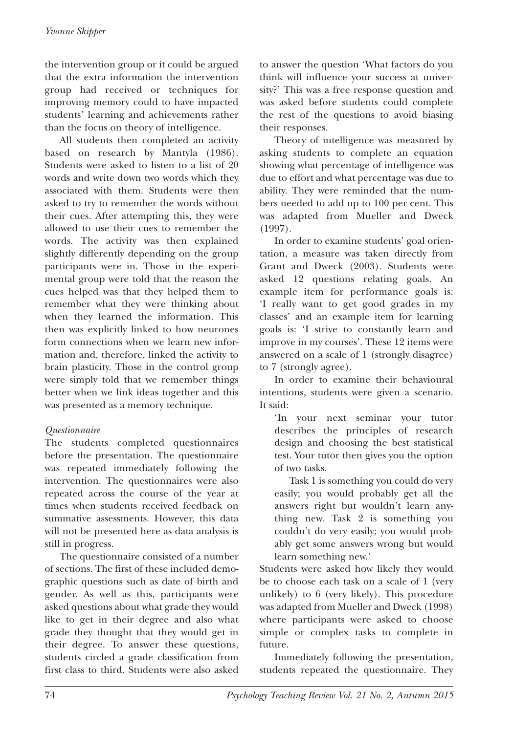the intervention group or it could be argued that the extra information the intervention group had received or techniques for improving memory could to have impacted students' learning and achievements rather than the focus on theory of intelligence.

All students then completed an activity based on research by Mantyla (1986). Students were asked to listen to a list of 20 words and write down two words which they associated with them. Students were then asked to try to remember the words without their cues. After attempting this, they were allowed to use their cues to remember the words. The activity was then explained slightly differently depending on the group participants were in. Those in the experimental group were told that the reason the cues helped was that they helped them to remember what they were thinking about when they learned the information. This then was explicitly linked to how neurones form connections when we learn new information and, therefore, linked the activity to brain plasticity. Those in the control group were simply told that we remember things better when we link ideas together and this was presented as a memory technique.

*Questionnaire*

The students completed questionnaires before the presentation. The questionnaire was repeated immediately following the intervention. The questionnaires were also repeated across the course of the year at times when students received feedback on summative assessments. However, this data will not be presented here as data analysis is still in progress.

The questionnaire consisted of a number of sections. The first of these included demographic questions such as date of birth and gender. As well as this, participants were asked questions about what grade they would like to get in their degree and also what grade they thought that they would get in their degree. To answer these questions, students circled a grade classification from first class to third. Students were also asked to answer the question 'What factors do you think will influence your success at university?' This was a free response question and was asked before students could complete the rest of the questions to avoid biasing their responses.

Theory of intelligence was measured by asking students to complete an equation showing what percentage of intelligence was due to effort and what percentage was due to ability. They were reminded that the numbers needed to add up to 100 per cent. This was adapted from Mueller and Dweck (1997).

In order to examine students' goal orientation, a measure was taken directly from Grant and Dweck (2003). Students were asked 12 questions relating goals. An example item for performance goals is: 'I really want to get good grades in my classes' and an example item for learning goals is: 'I strive to constantly learn and improve in my courses'. These 12 items were answered on a scale of 1 (strongly disagree) to 7 (strongly agree).

In order to examine their behavioural intentions, students were given a scenario. It said:

> 'In your next seminar your tutor describes the principles of research design and choosing the best statistical test. Your tutor then gives you the option of two tasks.
>
> Task 1 is something you could do very easily; you would probably get all the answers right but wouldn't learn anything new. Task 2 is something you couldn't do very easily; you would probably get some answers wrong but would learn something new.'

Students were asked how likely they would be to choose each task on a scale of 1 (very unlikely) to 6 (very likely). This procedure was adapted from Mueller and Dweck (1998) where participants were asked to choose simple or complex tasks to complete in future.

Immediately following the presentation, students repeated the questionnaire. They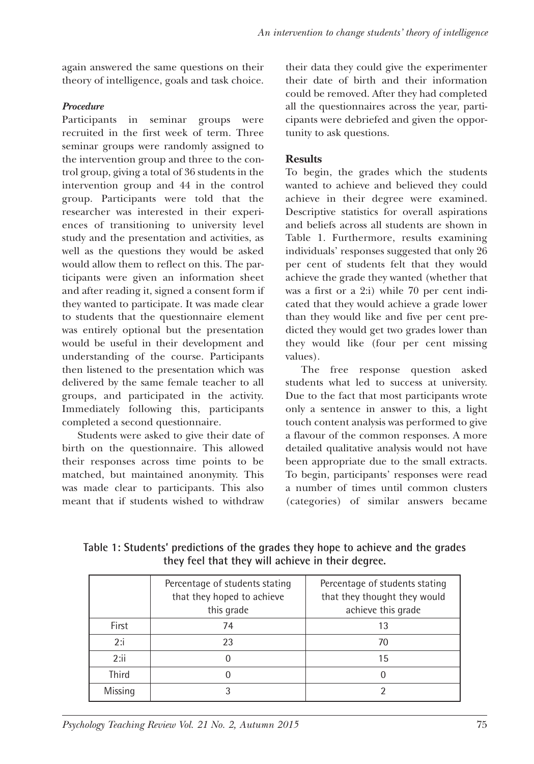again answered the same questions on their theory of intelligence, goals and task choice.

### *Procedure*

Participants in seminar groups were recruited in the first week of term. Three seminar groups were randomly assigned to the intervention group and three to the control group, giving a total of 36 students in the intervention group and 44 in the control group. Participants were told that the researcher was interested in their experiences of transitioning to university level study and the presentation and activities, as well as the questions they would be asked would allow them to reflect on this. The participants were given an information sheet and after reading it, signed a consent form if they wanted to participate. It was made clear to students that the questionnaire element was entirely optional but the presentation would be useful in their development and understanding of the course. Participants then listened to the presentation which was delivered by the same female teacher to all groups, and participated in the activity. Immediately following this, participants completed a second questionnaire.

Students were asked to give their date of birth on the questionnaire. This allowed their responses across time points to be matched, but maintained anonymity. This was made clear to participants. This also meant that if students wished to withdraw their data they could give the experimenter their date of birth and their information could be removed. After they had completed all the questionnaires across the year, participants were debriefed and given the opportunity to ask questions.

## Results

To begin, the grades which the students wanted to achieve and believed they could achieve in their degree were examined. Descriptive statistics for overall aspirations and beliefs across all students are shown in Table 1. Furthermore, results examining individuals' responses suggested that only 26 per cent of students felt that they would achieve the grade they wanted (whether that was a first or a 2:i) while 70 per cent indicated that they would achieve a grade lower than they would like and five per cent predicted they would get two grades lower than they would like (four per cent missing values).

The free response question asked students what led to success at university. Due to the fact that most participants wrote only a sentence in answer to this, a light touch content analysis was performed to give a flavour of the common responses. A more detailed qualitative analysis would not have been appropriate due to the small extracts. To begin, participants' responses were read a number of times until common clusters (categories) of similar answers became

**Table 1: Students' predictions of the grades they hope to achieve and the grades they feel that they will achieve in their degree.**

| | Percentage of students stating that they hoped to achieve this grade | Percentage of students stating that they thought they would achieve this grade |
|---|---|---|
| First | 74 | 13 |
| 2:i | 23 | 70 |
| 2:ii | 0 | 15 |
| Third | 0 | 0 |
| Missing | 3 | 2 |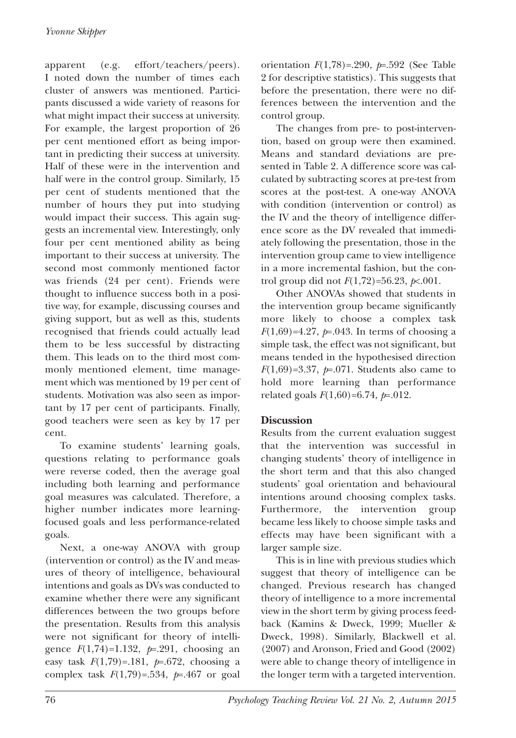apparent (e.g. effort/teachers/peers). I noted down the number of times each cluster of answers was mentioned. Participants discussed a wide variety of reasons for what might impact their success at university. For example, the largest proportion of 26 per cent mentioned effort as being important in predicting their success at university. Half of these were in the intervention and half were in the control group. Similarly, 15 per cent of students mentioned that the number of hours they put into studying would impact their success. This again suggests an incremental view. Interestingly, only four per cent mentioned ability as being important to their success at university. The second most commonly mentioned factor was friends (24 per cent). Friends were thought to influence success both in a positive way, for example, discussing courses and giving support, but as well as this, students recognised that friends could actually lead them to be less successful by distracting them. This leads on to the third most commonly mentioned element, time management which was mentioned by 19 per cent of students. Motivation was also seen as important by 17 per cent of participants. Finally, good teachers were seen as key by 17 per cent.

To examine students' learning goals, questions relating to performance goals were reverse coded, then the average goal including both learning and performance goal measures was calculated. Therefore, a higher number indicates more learning-focused goals and less performance-related goals.

Next, a one-way ANOVA with group (intervention or control) as the IV and measures of theory of intelligence, behavioural intentions and goals as DVs was conducted to examine whether there were any significant differences between the two groups before the presentation. Results from this analysis were not significant for theory of intelligence $F(1,74)=1.132$, $p=.291$, choosing an easy task $F(1,79)=.181$, $p=.672$, choosing a complex task $F(1,79)=.534$, $p=.467$ or goal orientation $F(1,78)=.290$, $p=.592$ (See Table 2 for descriptive statistics). This suggests that before the presentation, there were no differences between the intervention and the control group.

The changes from pre- to post-intervention, based on group were then examined. Means and standard deviations are presented in Table 2. A difference score was calculated by subtracting scores at pre-test from scores at the post-test. A one-way ANOVA with condition (intervention or control) as the IV and the theory of intelligence difference score as the DV revealed that immediately following the presentation, those in the intervention group came to view intelligence in a more incremental fashion, but the control group did not $F(1,72)=56.23$, $p<.001$.

Other ANOVAs showed that students in the intervention group became significantly more likely to choose a complex task $F(1,69)=4.27$, $p=.043$. In terms of choosing a simple task, the effect was not significant, but means tended in the hypothesised direction $F(1,69)=3.37$, $p=.071$. Students also came to hold more learning than performance related goals $F(1,60)=6.74$, $p=.012$.

## Discussion

Results from the current evaluation suggest that the intervention was successful in changing students' theory of intelligence in the short term and that this also changed students' goal orientation and behavioural intentions around choosing complex tasks. Furthermore, the intervention group became less likely to choose simple tasks and effects may have been significant with a larger sample size.

This is in line with previous studies which suggest that theory of intelligence can be changed. Previous research has changed theory of intelligence to a more incremental view in the short term by giving process feedback (Kamins & Dweck, 1999; Mueller & Dweck, 1998). Similarly, Blackwell et al. (2007) and Aronson, Fried and Good (2002) were able to change theory of intelligence in the longer term with a targeted intervention.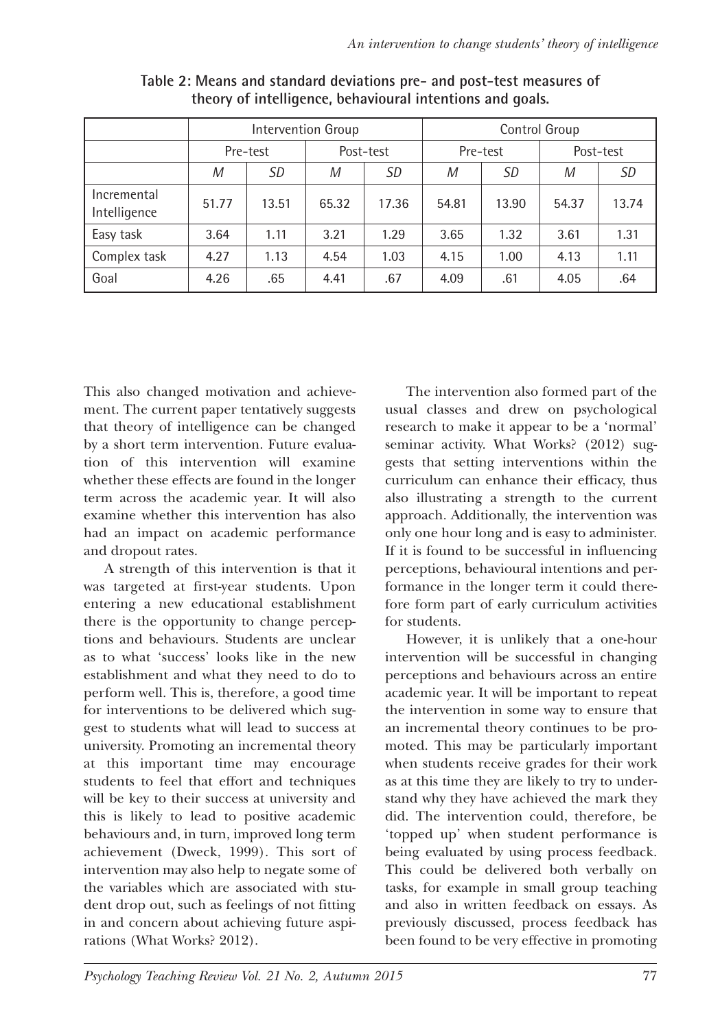**Table 2: Means and standard deviations pre- and post-test measures of theory of intelligence, behavioural intentions and goals.**

| | Intervention Group | | | | Control Group | | | |
|---|---|---|---|---|---|---|---|---|
| | Pre-test | | Post-test | | Pre-test | | Post-test | |
| | *M* | *SD* | *M* | *SD* | *M* | *SD* | *M* | *SD* |
| Incremental Intelligence | 51.77 | 13.51 | 65.32 | 17.36 | 54.81 | 13.90 | 54.37 | 13.74 |
| Easy task | 3.64 | 1.11 | 3.21 | 1.29 | 3.65 | 1.32 | 3.61 | 1.31 |
| Complex task | 4.27 | 1.13 | 4.54 | 1.03 | 4.15 | 1.00 | 4.13 | 1.11 |
| Goal | 4.26 | .65 | 4.41 | .67 | 4.09 | .61 | 4.05 | .64 |

This also changed motivation and achievement. The current paper tentatively suggests that theory of intelligence can be changed by a short term intervention. Future evaluation of this intervention will examine whether these effects are found in the longer term across the academic year. It will also examine whether this intervention has also had an impact on academic performance and dropout rates.

A strength of this intervention is that it was targeted at first-year students. Upon entering a new educational establishment there is the opportunity to change perceptions and behaviours. Students are unclear as to what 'success' looks like in the new establishment and what they need to do to perform well. This is, therefore, a good time for interventions to be delivered which suggest to students what will lead to success at university. Promoting an incremental theory at this important time may encourage students to feel that effort and techniques will be key to their success at university and this is likely to lead to positive academic behaviours and, in turn, improved long term achievement (Dweck, 1999). This sort of intervention may also help to negate some of the variables which are associated with student drop out, such as feelings of not fitting in and concern about achieving future aspirations (What Works? 2012).

The intervention also formed part of the usual classes and drew on psychological research to make it appear to be a 'normal' seminar activity. What Works? (2012) suggests that setting interventions within the curriculum can enhance their efficacy, thus also illustrating a strength to the current approach. Additionally, the intervention was only one hour long and is easy to administer. If it is found to be successful in influencing perceptions, behavioural intentions and performance in the longer term it could therefore form part of early curriculum activities for students.

However, it is unlikely that a one-hour intervention will be successful in changing perceptions and behaviours across an entire academic year. It will be important to repeat the intervention in some way to ensure that an incremental theory continues to be promoted. This may be particularly important when students receive grades for their work as at this time they are likely to try to understand why they have achieved the mark they did. The intervention could, therefore, be 'topped up' when student performance is being evaluated by using process feedback. This could be delivered both verbally on tasks, for example in small group teaching and also in written feedback on essays. As previously discussed, process feedback has been found to be very effective in promoting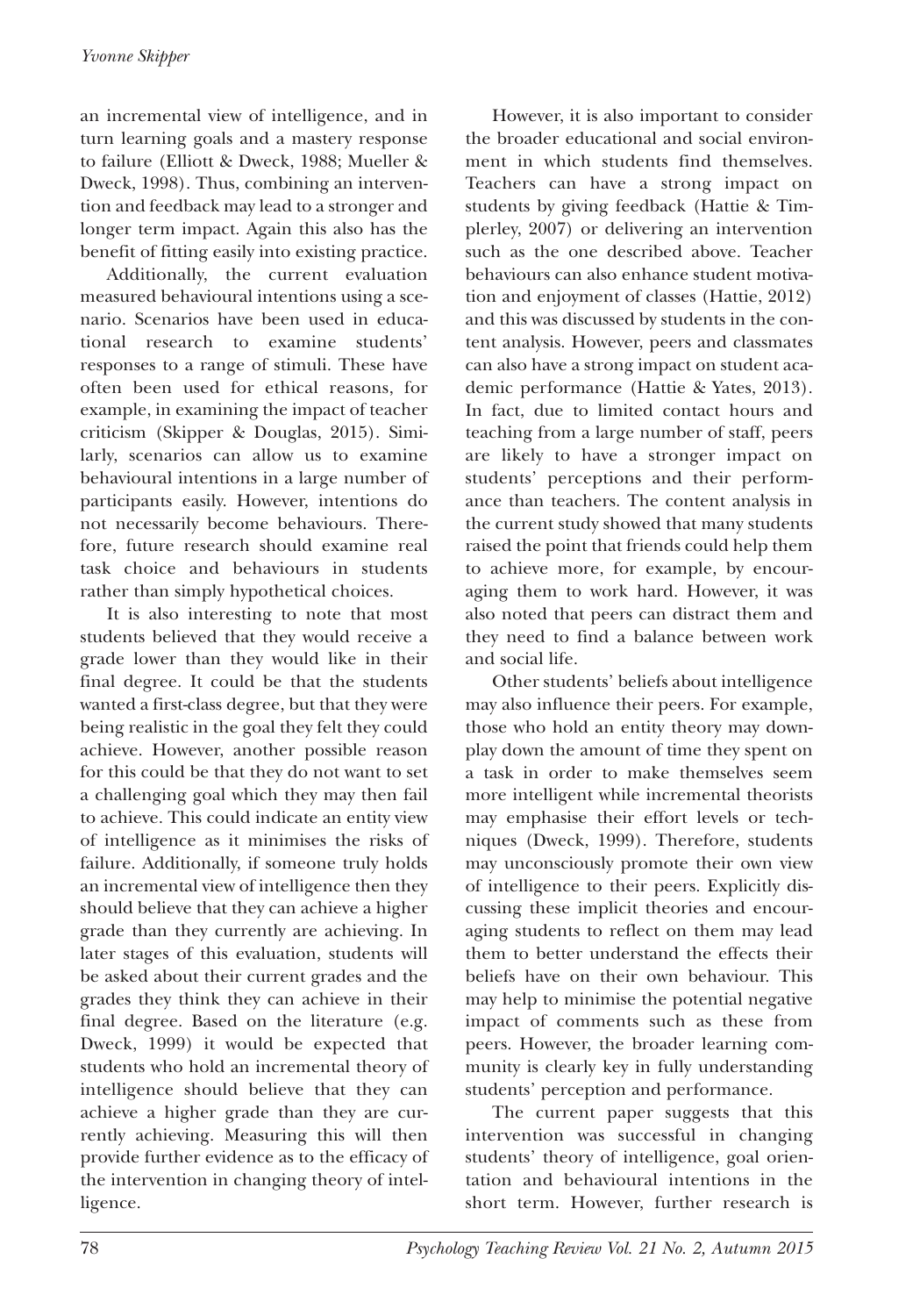an incremental view of intelligence, and in turn learning goals and a mastery response to failure (Elliott & Dweck, 1988; Mueller & Dweck, 1998). Thus, combining an intervention and feedback may lead to a stronger and longer term impact. Again this also has the benefit of fitting easily into existing practice.

Additionally, the current evaluation measured behavioural intentions using a scenario. Scenarios have been used in educational research to examine students' responses to a range of stimuli. These have often been used for ethical reasons, for example, in examining the impact of teacher criticism (Skipper & Douglas, 2015). Similarly, scenarios can allow us to examine behavioural intentions in a large number of participants easily. However, intentions do not necessarily become behaviours. Therefore, future research should examine real task choice and behaviours in students rather than simply hypothetical choices.

It is also interesting to note that most students believed that they would receive a grade lower than they would like in their final degree. It could be that the students wanted a first-class degree, but that they were being realistic in the goal they felt they could achieve. However, another possible reason for this could be that they do not want to set a challenging goal which they may then fail to achieve. This could indicate an entity view of intelligence as it minimises the risks of failure. Additionally, if someone truly holds an incremental view of intelligence then they should believe that they can achieve a higher grade than they currently are achieving. In later stages of this evaluation, students will be asked about their current grades and the grades they think they can achieve in their final degree. Based on the literature (e.g. Dweck, 1999) it would be expected that students who hold an incremental theory of intelligence should believe that they can achieve a higher grade than they are currently achieving. Measuring this will then provide further evidence as to the efficacy of the intervention in changing theory of intelligence.

However, it is also important to consider the broader educational and social environment in which students find themselves. Teachers can have a strong impact on students by giving feedback (Hattie & Timplerley, 2007) or delivering an intervention such as the one described above. Teacher behaviours can also enhance student motivation and enjoyment of classes (Hattie, 2012) and this was discussed by students in the content analysis. However, peers and classmates can also have a strong impact on student academic performance (Hattie & Yates, 2013). In fact, due to limited contact hours and teaching from a large number of staff, peers are likely to have a stronger impact on students' perceptions and their performance than teachers. The content analysis in the current study showed that many students raised the point that friends could help them to achieve more, for example, by encouraging them to work hard. However, it was also noted that peers can distract them and they need to find a balance between work and social life.

Other students' beliefs about intelligence may also influence their peers. For example, those who hold an entity theory may downplay down the amount of time they spent on a task in order to make themselves seem more intelligent while incremental theorists may emphasise their effort levels or techniques (Dweck, 1999). Therefore, students may unconsciously promote their own view of intelligence to their peers. Explicitly discussing these implicit theories and encouraging students to reflect on them may lead them to better understand the effects their beliefs have on their own behaviour. This may help to minimise the potential negative impact of comments such as these from peers. However, the broader learning community is clearly key in fully understanding students' perception and performance.

The current paper suggests that this intervention was successful in changing students' theory of intelligence, goal orientation and behavioural intentions in the short term. However, further research is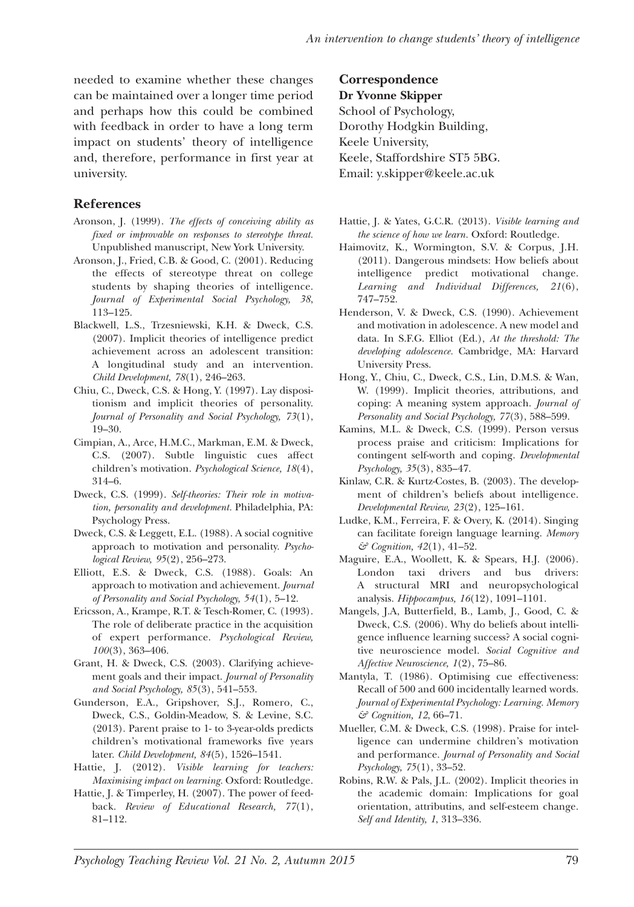needed to examine whether these changes can be maintained over a longer time period and perhaps how this could be combined with feedback in order to have a long term impact on students' theory of intelligence and, therefore, performance in first year at university.

## Correspondence

**Dr Yvonne Skipper**
School of Psychology,
Dorothy Hodgkin Building,
Keele University,
Keele, Staffordshire ST5 5BG.
Email: y.skipper@keele.ac.uk

## References

Aronson, J. (1999). *The effects of conceiving ability as fixed or improvable on responses to stereotype threat.* Unpublished manuscript, New York University.

Aronson, J., Fried, C.B. & Good, C. (2001). Reducing the effects of stereotype threat on college students by shaping theories of intelligence. *Journal of Experimental Social Psychology, 38*, 113–125.

Blackwell, L.S., Trzesniewski, K.H. & Dweck, C.S. (2007). Implicit theories of intelligence predict achievement across an adolescent transition: A longitudinal study and an intervention. *Child Development, 78*(1), 246–263.

Chiu, C., Dweck, C.S. & Hong, Y. (1997). Lay dispositionism and implicit theories of personality. *Journal of Personality and Social Psychology, 73*(1), 19–30.

Cimpian, A., Arce, H.M.C., Markman, E.M. & Dweck, C.S. (2007). Subtle linguistic cues affect children's motivation. *Psychological Science, 18*(4), 314–6.

Dweck, C.S. (1999). *Self-theories: Their role in motivation, personality and development.* Philadelphia, PA: Psychology Press.

Dweck, C.S. & Leggett, E.L. (1988). A social cognitive approach to motivation and personality. *Psychological Review, 95*(2), 256–273.

Elliott, E.S. & Dweck, C.S. (1988). Goals: An approach to motivation and achievement. *Journal of Personality and Social Psychology, 54*(1), 5–12.

Ericsson, A., Krampe, R.T. & Tesch-Romer, C. (1993). The role of deliberate practice in the acquisition of expert performance. *Psychological Review, 100*(3), 363–406.

Grant, H. & Dweck, C.S. (2003). Clarifying achievement goals and their impact. *Journal of Personality and Social Psychology, 85*(3), 541–553.

Gunderson, E.A., Gripshover, S.J., Romero, C., Dweck, C.S., Goldin-Meadow, S. & Levine, S.C. (2013). Parent praise to 1- to 3-year-olds predicts children's motivational frameworks five years later. *Child Development, 84*(5), 1526–1541.

Hattie, J. (2012). *Visible learning for teachers: Maximising impact on learning.* Oxford: Routledge.

Hattie, J. & Timperley, H. (2007). The power of feedback. *Review of Educational Research, 77*(1), 81–112.

Hattie, J. & Yates, G.C.R. (2013). *Visible learning and the science of how we learn.* Oxford: Routledge.

Haimovitz, K., Wormington, S.V. & Corpus, J.H. (2011). Dangerous mindsets: How beliefs about intelligence predict motivational change. *Learning and Individual Differences, 21*(6), 747–752.

Henderson, V. & Dweck, C.S. (1990). Achievement and motivation in adolescence. A new model and data. In S.F.G. Elliot (Ed.), *At the threshold: The developing adolescence.* Cambridge, MA: Harvard University Press.

Hong, Y., Chiu, C., Dweck, C.S., Lin, D.M.S. & Wan, W. (1999). Implicit theories, attributions, and coping: A meaning system approach. *Journal of Personality and Social Psychology, 77*(3), 588–599.

Kamins, M.L. & Dweck, C.S. (1999). Person versus process praise and criticism: Implications for contingent self-worth and coping. *Developmental Psychology, 35*(3), 835–47.

Kinlaw, C.R. & Kurtz-Costes, B. (2003). The development of children's beliefs about intelligence. *Developmental Review, 23*(2), 125–161.

Ludke, K.M., Ferreira, F. & Overy, K. (2014). Singing can facilitate foreign language learning. *Memory & Cognition, 42*(1), 41–52.

Maguire, E.A., Woollett, K. & Spears, H.J. (2006). London taxi drivers and bus drivers: A structural MRI and neuropsychological analysis. *Hippocampus, 16*(12), 1091–1101.

Mangels, J.A, Butterfield, B., Lamb, J., Good, C. & Dweck, C.S. (2006). Why do beliefs about intelligence influence learning success? A social cognitive neuroscience model. *Social Cognitive and Affective Neuroscience, 1*(2), 75–86.

Mantyla, T. (1986). Optimising cue effectiveness: Recall of 500 and 600 incidentally learned words. *Journal of Experimental Psychology: Learning. Memory & Cognition, 12*, 66–71.

Mueller, C.M. & Dweck, C.S. (1998). Praise for intelligence can undermine children's motivation and performance. *Journal of Personality and Social Psychology, 75*(1), 33–52.

Robins, R.W. & Pals, J.L. (2002). Implicit theories in the academic domain: Implications for goal orientation, attributins, and self-esteem change. *Self and Identity, 1*, 313–336.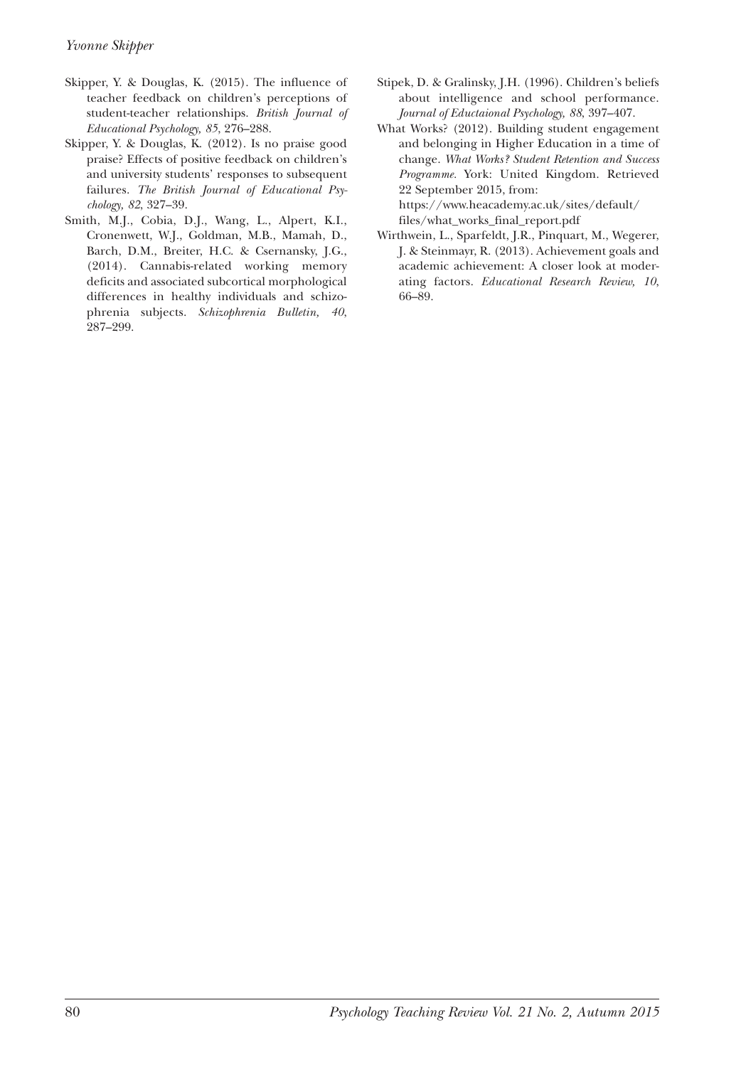Skipper, Y. & Douglas, K. (2015). The influence of teacher feedback on children's perceptions of student-teacher relationships. *British Journal of Educational Psychology, 85*, 276–288.

Skipper, Y. & Douglas, K. (2012). Is no praise good praise? Effects of positive feedback on children's and university students' responses to subsequent failures. *The British Journal of Educational Psychology, 82*, 327–39.

Smith, M.J., Cobia, D.J., Wang, L., Alpert, K.I., Cronenwett, W.J., Goldman, M.B., Mamah, D., Barch, D.M., Breiter, H.C. & Csernansky, J.G., (2014). Cannabis-related working memory deficits and associated subcortical morphological differences in healthy individuals and schizophrenia subjects. *Schizophrenia Bulletin, 40*, 287–299.

Stipek, D. & Gralinsky, J.H. (1996). Children's beliefs about intelligence and school performance. *Journal of Eductaional Psychology, 88*, 397–407.

What Works? (2012). Building student engagement and belonging in Higher Education in a time of change. *What Works? Student Retention and Success Programme.* York: United Kingdom. Retrieved 22 September 2015, from: https://www.heacademy.ac.uk/sites/default/files/what_works_final_report.pdf

Wirthwein, L., Sparfeldt, J.R., Pinquart, M., Wegerer, J. & Steinmayr, R. (2013). Achievement goals and academic achievement: A closer look at moderating factors. *Educational Research Review, 10*, 66–89.